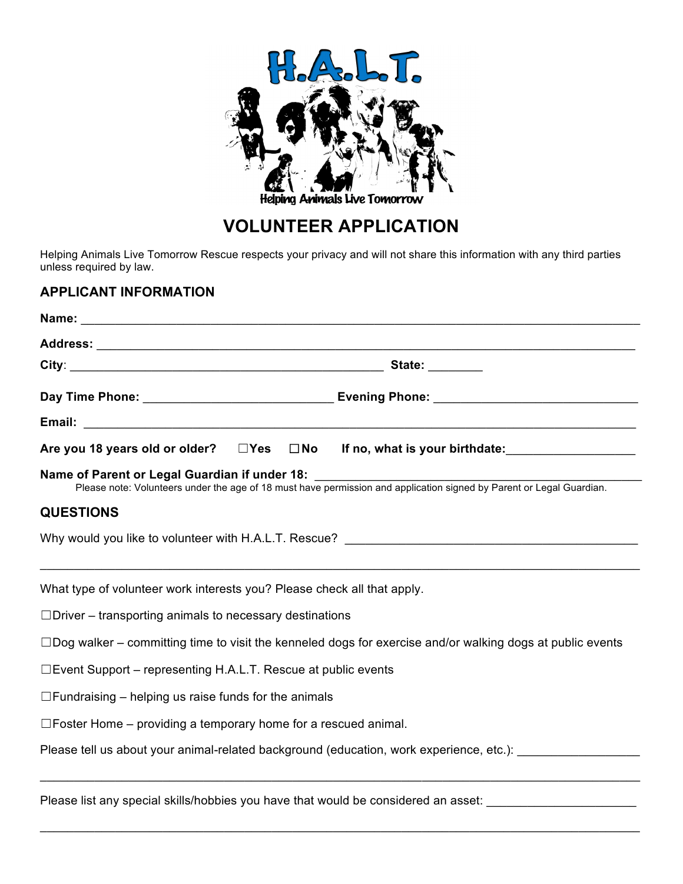# H.A.L.T.

Helping Animals Live Tomorrow

## VOLUNTEER APPLICATION

Helping Animals Live Tomorrow Rescue respects your privacy and will not share this information with any third parties unless required by law.

### APPLICANT INFORMATION

**Name:** ______________________________________________________________________________

**Address:** ____________________________________________________________________________

**City**: ______________________________________________ **State:** ________

**Day Time Phone:** ___________________________ **Evening Phone:** ____________________________

**Email:** ______________________________________________________________________________

**Are you 18 years old or older?** ☐**Yes** ☐**No** **If no, what is your birthdate:**__________________

**Name of Parent or Legal Guardian if under 18:** _______________________________________________

Please note: Volunteers under the age of 18 must have permission and application signed by Parent or Legal Guardian.

### QUESTIONS

Why would you like to volunteer with H.A.L.T. Rescue? ___________________________________________

_____________________________________________________________________________________

What type of volunteer work interests you? Please check all that apply.

☐Driver – transporting animals to necessary destinations

☐Dog walker – committing time to visit the kenneled dogs for exercise and/or walking dogs at public events

☐Event Support – representing H.A.L.T. Rescue at public events

☐Fundraising – helping us raise funds for the animals

☐Foster Home – providing a temporary home for a rescued animal.

Please tell us about your animal-related background (education, work experience, etc.): _________________

_____________________________________________________________________________________

Please list any special skills/hobbies you have that would be considered an asset: _____________________

_____________________________________________________________________________________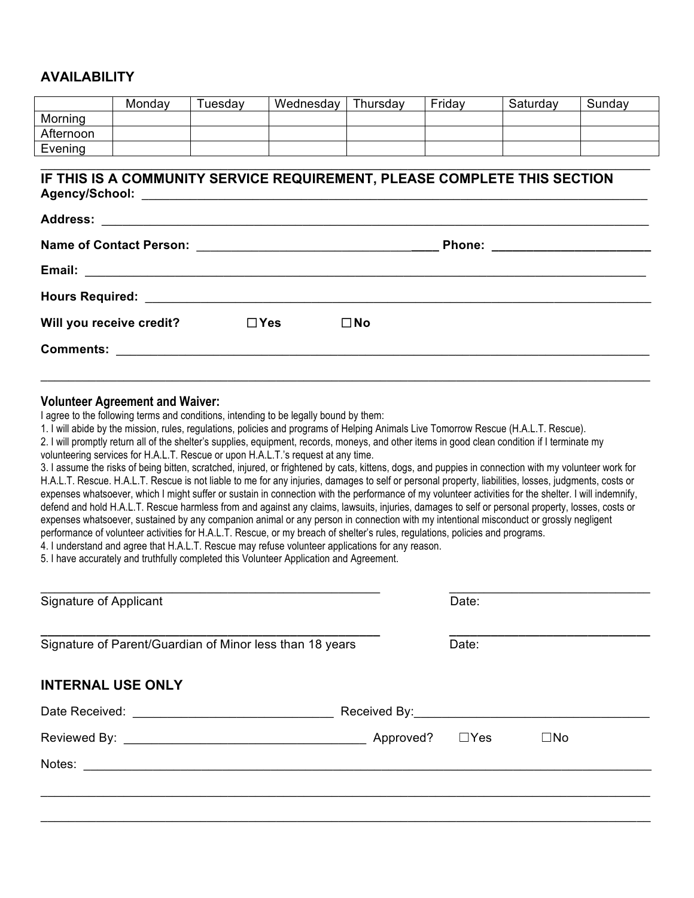## AVAILABILITY

| | Monday | Tuesday | Wednesday | Thursday | Friday | Saturday | Sunday |
|---|---|---|---|---|---|---|---|
| Morning | | | | | | | |
| Afternoon | | | | | | | |
| Evening | | | | | | | |

---

## IF THIS IS A COMMUNITY SERVICE REQUIREMENT, PLEASE COMPLETE THIS SECTION

**Agency/School:** ______________________________________________________________________

**Address:** ______________________________________________________________________

**Name of Contact Person:** ________________________________ **Phone:** ______________________

**Email:** ______________________________________________________________________

**Hours Required:** ______________________________________________________________________

**Will you receive credit?** ☐**Yes** ☐**No**

**Comments:** ______________________________________________________________________

______________________________________________________________________

### Volunteer Agreement and Waiver:

I agree to the following terms and conditions, intending to be legally bound by them:

1. I will abide by the mission, rules, regulations, policies and programs of Helping Animals Live Tomorrow Rescue (H.A.L.T. Rescue).
2. I will promptly return all of the shelter's supplies, equipment, records, moneys, and other items in good clean condition if I terminate my volunteering services for H.A.L.T. Rescue or upon H.A.L.T.'s request at any time.
3. I assume the risks of being bitten, scratched, injured, or frightened by cats, kittens, dogs, and puppies in connection with my volunteer work for H.A.L.T. Rescue. H.A.L.T. Rescue is not liable to me for any injuries, damages to self or personal property, liabilities, losses, judgments, costs or expenses whatsoever, which I might suffer or sustain in connection with the performance of my volunteer activities for the shelter. I will indemnify, defend and hold H.A.L.T. Rescue harmless from and against any claims, lawsuits, injuries, damages to self or personal property, losses, costs or expenses whatsoever, sustained by any companion animal or any person in connection with my intentional misconduct or grossly negligent performance of volunteer activities for H.A.L.T. Rescue, or my breach of shelter's rules, regulations, policies and programs.
4. I understand and agree that H.A.L.T. Rescue may refuse volunteer applications for any reason.
5. I have accurately and truthfully completed this Volunteer Application and Agreement.

______________________________________________ ____________________________

Signature of Applicant Date:

______________________________________________ ____________________________

Signature of Parent/Guardian of Minor less than 18 years Date:

## INTERNAL USE ONLY

Date Received: ____________________________ Received By:______________________________

Reviewed By: ________________________________ Approved? ☐Yes ☐No

Notes: ______________________________________________________________________

______________________________________________________________________

______________________________________________________________________